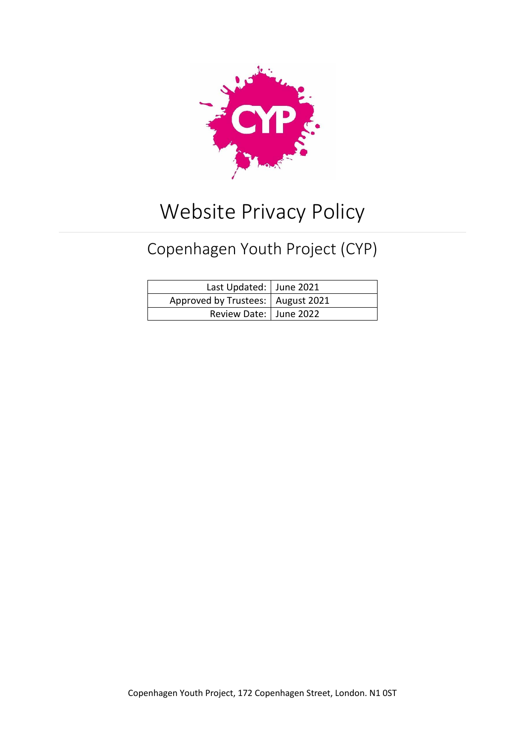# Website Privacy Policy

## Copenhagen Youth Project (CYP)

| | |
|---|---|
| Last Updated: | June 2021 |
| Approved by Trustees: | August 2021 |
| Review Date: | June 2022 |

Copenhagen Youth Project, 172 Copenhagen Street, London. N1 0ST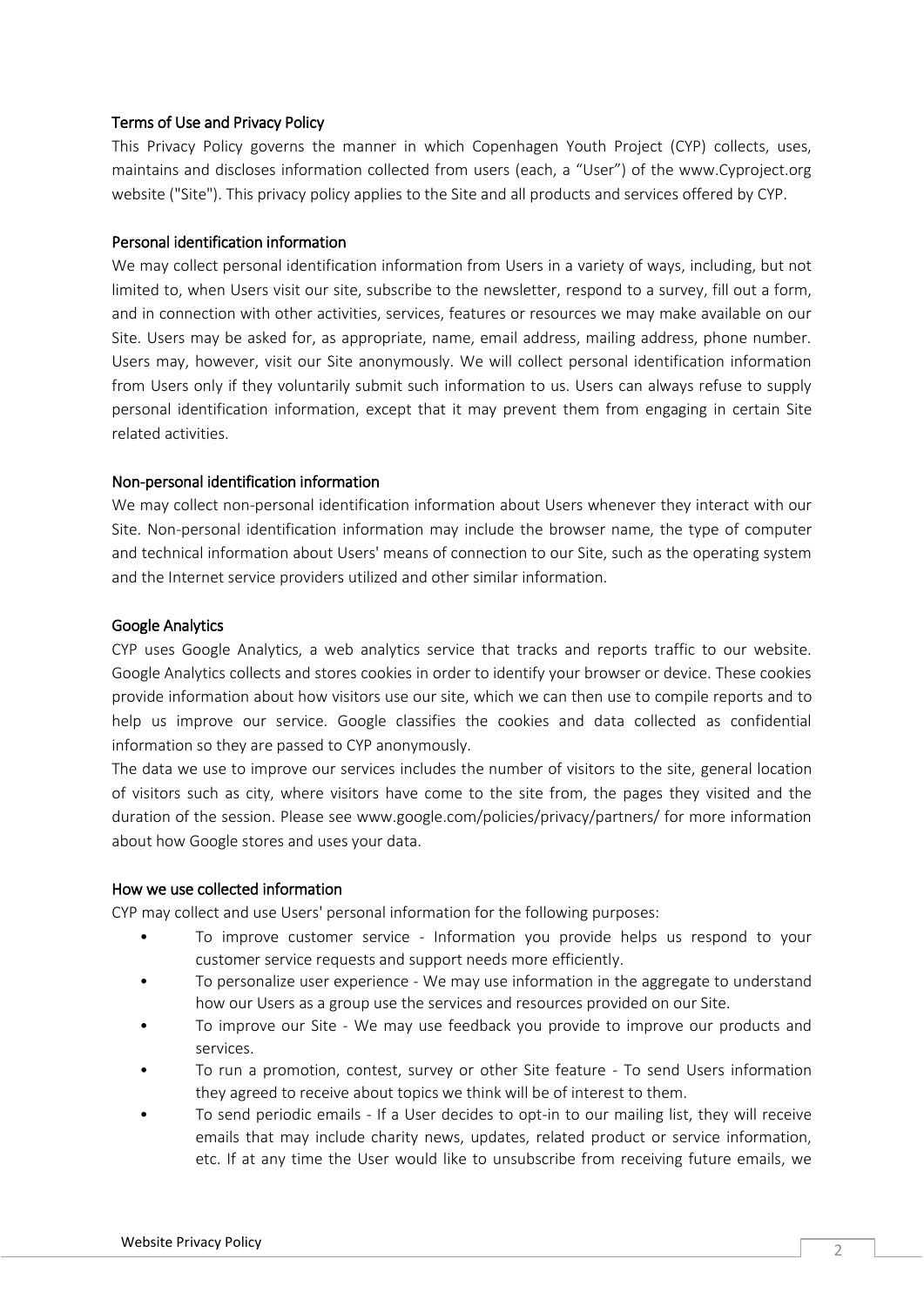### Terms of Use and Privacy Policy

This Privacy Policy governs the manner in which Copenhagen Youth Project (CYP) collects, uses, maintains and discloses information collected from users (each, a "User") of the www.Cyproject.org website ("Site"). This privacy policy applies to the Site and all products and services offered by CYP.

### Personal identification information

We may collect personal identification information from Users in a variety of ways, including, but not limited to, when Users visit our site, subscribe to the newsletter, respond to a survey, fill out a form, and in connection with other activities, services, features or resources we may make available on our Site. Users may be asked for, as appropriate, name, email address, mailing address, phone number. Users may, however, visit our Site anonymously. We will collect personal identification information from Users only if they voluntarily submit such information to us. Users can always refuse to supply personal identification information, except that it may prevent them from engaging in certain Site related activities.

### Non-personal identification information

We may collect non-personal identification information about Users whenever they interact with our Site. Non-personal identification information may include the browser name, the type of computer and technical information about Users' means of connection to our Site, such as the operating system and the Internet service providers utilized and other similar information.

### Google Analytics

CYP uses Google Analytics, a web analytics service that tracks and reports traffic to our website. Google Analytics collects and stores cookies in order to identify your browser or device. These cookies provide information about how visitors use our site, which we can then use to compile reports and to help us improve our service. Google classifies the cookies and data collected as confidential information so they are passed to CYP anonymously.

The data we use to improve our services includes the number of visitors to the site, general location of visitors such as city, where visitors have come to the site from, the pages they visited and the duration of the session. Please see www.google.com/policies/privacy/partners/ for more information about how Google stores and uses your data.

### How we use collected information

CYP may collect and use Users' personal information for the following purposes:

- To improve customer service - Information you provide helps us respond to your customer service requests and support needs more efficiently.
- To personalize user experience - We may use information in the aggregate to understand how our Users as a group use the services and resources provided on our Site.
- To improve our Site - We may use feedback you provide to improve our products and services.
- To run a promotion, contest, survey or other Site feature - To send Users information they agreed to receive about topics we think will be of interest to them.
- To send periodic emails - If a User decides to opt-in to our mailing list, they will receive emails that may include charity news, updates, related product or service information, etc. If at any time the User would like to unsubscribe from receiving future emails, we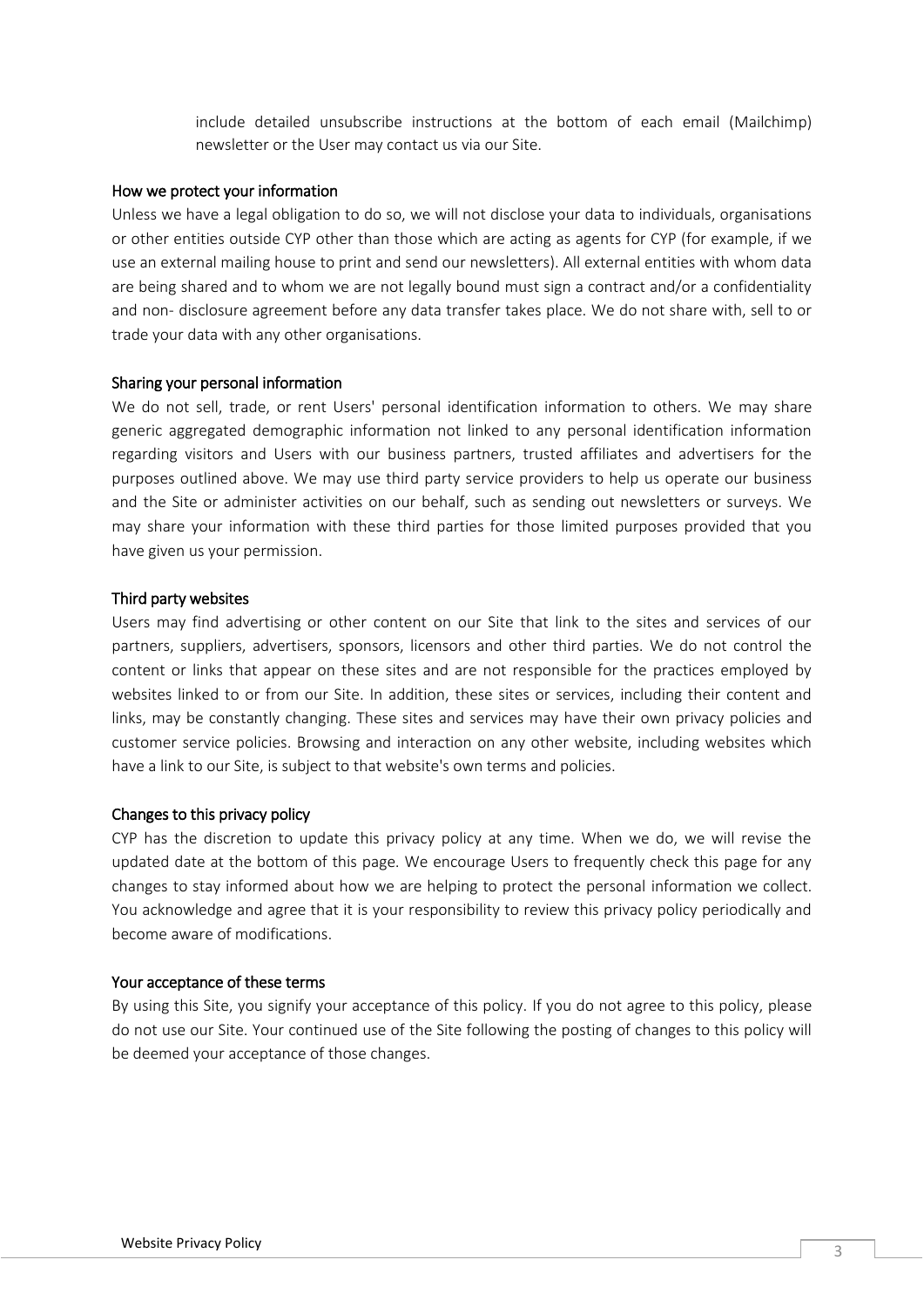include detailed unsubscribe instructions at the bottom of each email (Mailchimp) newsletter or the User may contact us via our Site.

## How we protect your information

Unless we have a legal obligation to do so, we will not disclose your data to individuals, organisations or other entities outside CYP other than those which are acting as agents for CYP (for example, if we use an external mailing house to print and send our newsletters). All external entities with whom data are being shared and to whom we are not legally bound must sign a contract and/or a confidentiality and non- disclosure agreement before any data transfer takes place. We do not share with, sell to or trade your data with any other organisations.

## Sharing your personal information

We do not sell, trade, or rent Users' personal identification information to others. We may share generic aggregated demographic information not linked to any personal identification information regarding visitors and Users with our business partners, trusted affiliates and advertisers for the purposes outlined above. We may use third party service providers to help us operate our business and the Site or administer activities on our behalf, such as sending out newsletters or surveys. We may share your information with these third parties for those limited purposes provided that you have given us your permission.

## Third party websites

Users may find advertising or other content on our Site that link to the sites and services of our partners, suppliers, advertisers, sponsors, licensors and other third parties. We do not control the content or links that appear on these sites and are not responsible for the practices employed by websites linked to or from our Site. In addition, these sites or services, including their content and links, may be constantly changing. These sites and services may have their own privacy policies and customer service policies. Browsing and interaction on any other website, including websites which have a link to our Site, is subject to that website's own terms and policies.

## Changes to this privacy policy

CYP has the discretion to update this privacy policy at any time. When we do, we will revise the updated date at the bottom of this page. We encourage Users to frequently check this page for any changes to stay informed about how we are helping to protect the personal information we collect. You acknowledge and agree that it is your responsibility to review this privacy policy periodically and become aware of modifications.

## Your acceptance of these terms

By using this Site, you signify your acceptance of this policy. If you do not agree to this policy, please do not use our Site. Your continued use of the Site following the posting of changes to this policy will be deemed your acceptance of those changes.